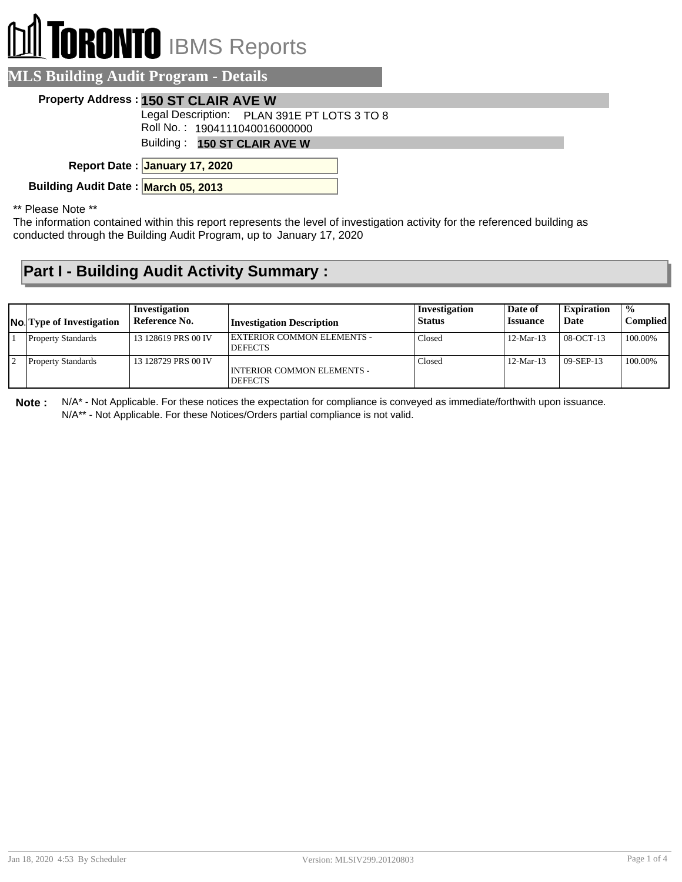# TORONTO IBMS Reports

## MLS Building Audit Program - Details

**Property Address :** **150 ST CLAIR AVE W**

Legal Description: PLAN 391E PT LOTS 3 TO 8

Roll No. : 1904111040016000000

Building : **150 ST CLAIR AVE W**

**Report Date :** **January 17, 2020**

**Building Audit Date :** **March 05, 2013**

** Please Note **

The information contained within this report represents the level of investigation activity for the referenced building as conducted through the Building Audit Program, up to January 17, 2020

## Part I - Building Audit Activity Summary :

| No. | Type of Investigation | Investigation Reference No. | Investigation Description | Investigation Status | Date of Issuance | Expiration Date | % Complied |
|---|---|---|---|---|---|---|---|
| 1 | Property Standards | 13 128619 PRS 00 IV | EXTERIOR COMMON ELEMENTS - DEFECTS | Closed | 12-Mar-13 | 08-OCT-13 | 100.00% |
| 2 | Property Standards | 13 128729 PRS 00 IV | INTERIOR COMMON ELEMENTS - DEFECTS | Closed | 12-Mar-13 | 09-SEP-13 | 100.00% |

**Note :** N/A* - Not Applicable. For these notices the expectation for compliance is conveyed as immediate/forthwith upon issuance.
N/A** - Not Applicable. For these Notices/Orders partial compliance is not valid.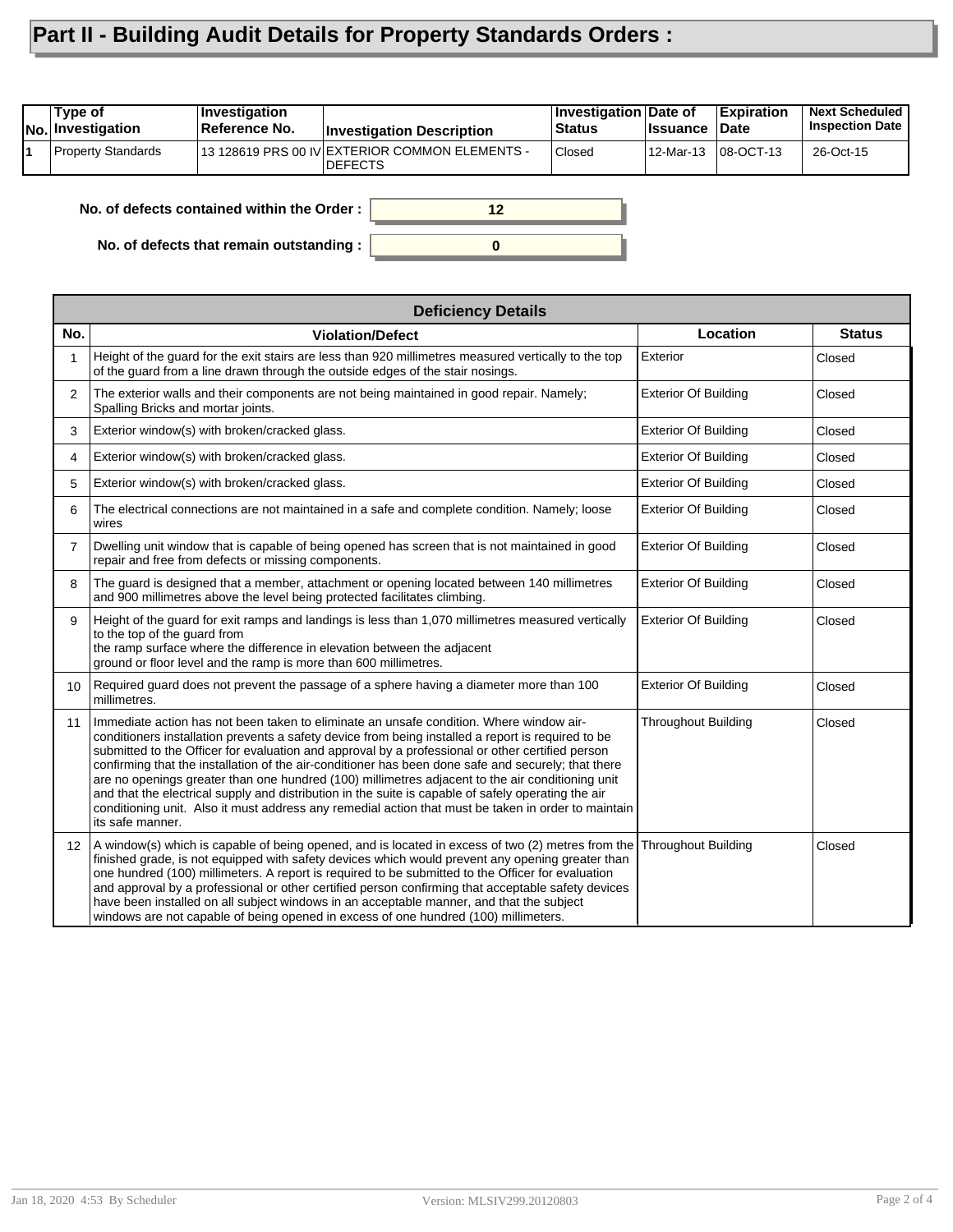# Part II - Building Audit Details for Property Standards Orders :

| No. | Type of Investigation | Investigation Reference No. | Investigation Description | Investigation Status | Date of Issuance | Expiration Date | Next Scheduled Inspection Date |
|---|---|---|---|---|---|---|---|
| 1 | Property Standards | 13 128619 PRS 00 IV | EXTERIOR COMMON ELEMENTS - DEFECTS | Closed | 12-Mar-13 | 08-OCT-13 | 26-Oct-15 |

**No. of defects contained within the Order :** 12

**No. of defects that remain outstanding :** 0

| Deficiency Details | | | |
|---|---|---|---|
| **No.** | **Violation/Defect** | **Location** | **Status** |
| 1 | Height of the guard for the exit stairs are less than 920 millimetres measured vertically to the top of the guard from a line drawn through the outside edges of the stair nosings. | Exterior | Closed |
| 2 | The exterior walls and their components are not being maintained in good repair. Namely; Spalling Bricks and mortar joints. | Exterior Of Building | Closed |
| 3 | Exterior window(s) with broken/cracked glass. | Exterior Of Building | Closed |
| 4 | Exterior window(s) with broken/cracked glass. | Exterior Of Building | Closed |
| 5 | Exterior window(s) with broken/cracked glass. | Exterior Of Building | Closed |
| 6 | The electrical connections are not maintained in a safe and complete condition. Namely; loose wires | Exterior Of Building | Closed |
| 7 | Dwelling unit window that is capable of being opened has screen that is not maintained in good repair and free from defects or missing components. | Exterior Of Building | Closed |
| 8 | The guard is designed that a member, attachment or opening located between 140 millimetres and 900 millimetres above the level being protected facilitates climbing. | Exterior Of Building | Closed |
| 9 | Height of the guard for exit ramps and landings is less than 1,070 millimetres measured vertically to the top of the guard from the ramp surface where the difference in elevation between the adjacent ground or floor level and the ramp is more than 600 millimetres. | Exterior Of Building | Closed |
| 10 | Required guard does not prevent the passage of a sphere having a diameter more than 100 millimetres. | Exterior Of Building | Closed |
| 11 | Immediate action has not been taken to eliminate an unsafe condition. Where window air-conditioners installation prevents a safety device from being installed a report is required to be submitted to the Officer for evaluation and approval by a professional or other certified person confirming that the installation of the air-conditioner has been done safe and securely; that there are no openings greater than one hundred (100) millimetres adjacent to the air conditioning unit and that the electrical supply and distribution in the suite is capable of safely operating the air conditioning unit. Also it must address any remedial action that must be taken in order to maintain its safe manner. | Throughout Building | Closed |
| 12 | A window(s) which is capable of being opened, and is located in excess of two (2) metres from the finished grade, is not equipped with safety devices which would prevent any opening greater than one hundred (100) millimeters. A report is required to be submitted to the Officer for evaluation and approval by a professional or other certified person confirming that acceptable safety devices have been installed on all subject windows in an acceptable manner, and that the subject windows are not capable of being opened in excess of one hundred (100) millimeters. | Throughout Building | Closed |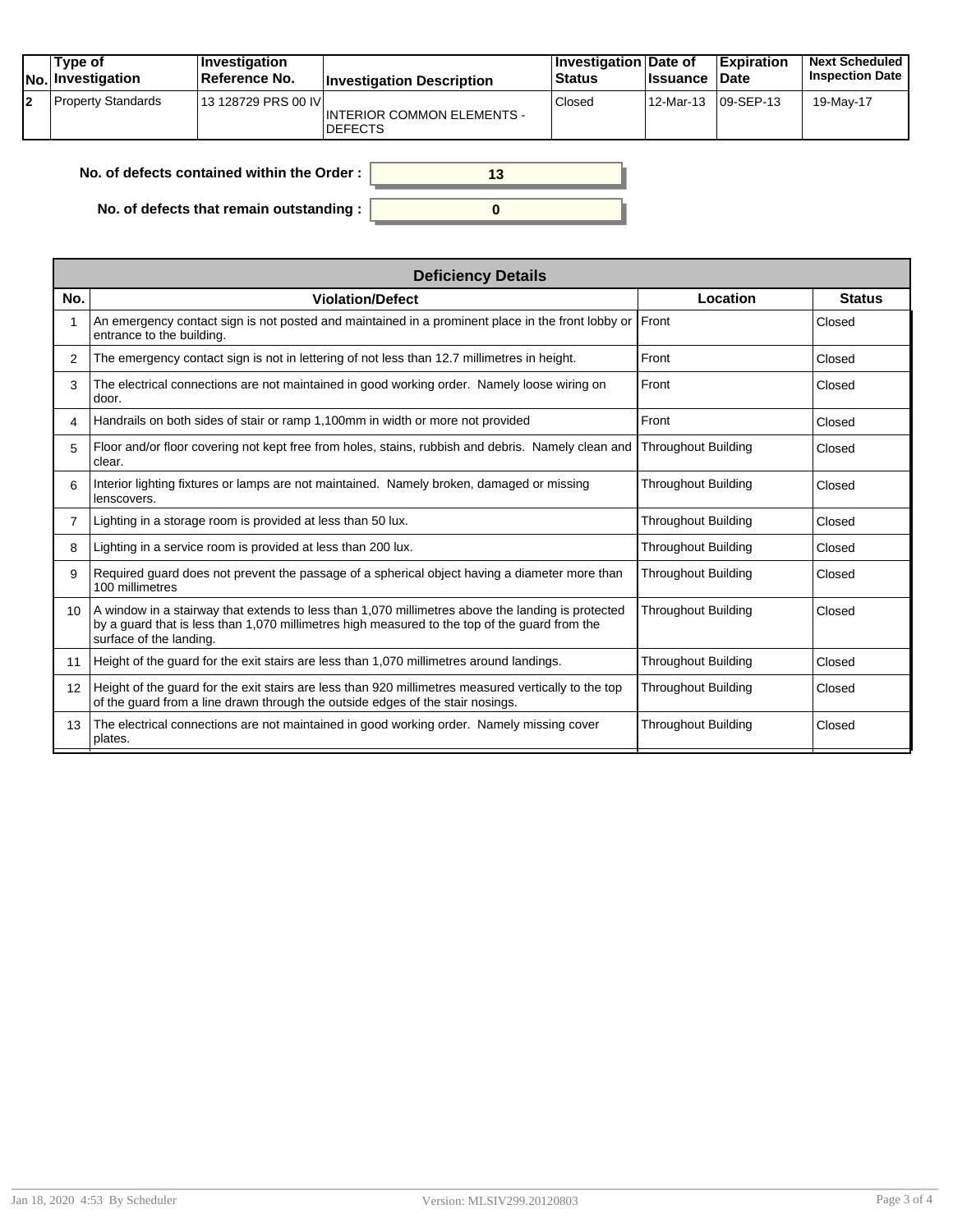| No. | Type of Investigation | Investigation Reference No. | Investigation Description | Investigation Status | Date of Issuance | Expiration Date | Next Scheduled Inspection Date |
|---|---|---|---|---|---|---|---|
| 2 | Property Standards | 13 128729 PRS 00 IV | INTERIOR COMMON ELEMENTS - DEFECTS | Closed | 12-Mar-13 | 09-SEP-13 | 19-May-17 |

**No. of defects contained within the Order :** 13

**No. of defects that remain outstanding :** 0

| Deficiency Details | | | |
|---|---|---|---|
| **No.** | **Violation/Defect** | **Location** | **Status** |
| 1 | An emergency contact sign is not posted and maintained in a prominent place in the front lobby or entrance to the building. | Front | Closed |
| 2 | The emergency contact sign is not in lettering of not less than 12.7 millimetres in height. | Front | Closed |
| 3 | The electrical connections are not maintained in good working order. Namely loose wiring on door. | Front | Closed |
| 4 | Handrails on both sides of stair or ramp 1,100mm in width or more not provided | Front | Closed |
| 5 | Floor and/or floor covering not kept free from holes, stains, rubbish and debris. Namely clean and clear. | Throughout Building | Closed |
| 6 | Interior lighting fixtures or lamps are not maintained. Namely broken, damaged or missing lenscovers. | Throughout Building | Closed |
| 7 | Lighting in a storage room is provided at less than 50 lux. | Throughout Building | Closed |
| 8 | Lighting in a service room is provided at less than 200 lux. | Throughout Building | Closed |
| 9 | Required guard does not prevent the passage of a spherical object having a diameter more than 100 millimetres | Throughout Building | Closed |
| 10 | A window in a stairway that extends to less than 1,070 millimetres above the landing is protected by a guard that is less than 1,070 millimetres high measured to the top of the guard from the surface of the landing. | Throughout Building | Closed |
| 11 | Height of the guard for the exit stairs are less than 1,070 millimetres around landings. | Throughout Building | Closed |
| 12 | Height of the guard for the exit stairs are less than 920 millimetres measured vertically to the top of the guard from a line drawn through the outside edges of the stair nosings. | Throughout Building | Closed |
| 13 | The electrical connections are not maintained in good working order. Namely missing cover plates. | Throughout Building | Closed |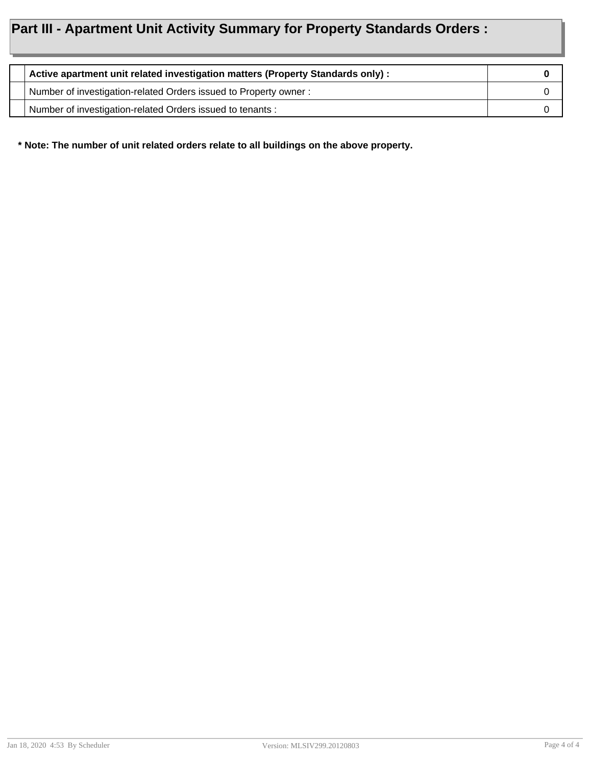## Part III - Apartment Unit Activity Summary for Property Standards Orders :

| | | |
|---|---|---|
| | **Active apartment unit related investigation matters (Property Standards only) :** | **0** |
| | Number of investigation-related Orders issued to Property owner : | 0 |
| | Number of investigation-related Orders issued to tenants : | 0 |

**\* Note: The number of unit related orders relate to all buildings on the above property.**

Jan 18, 2020 4:53 By Scheduler Version: MLSIV299.20120803